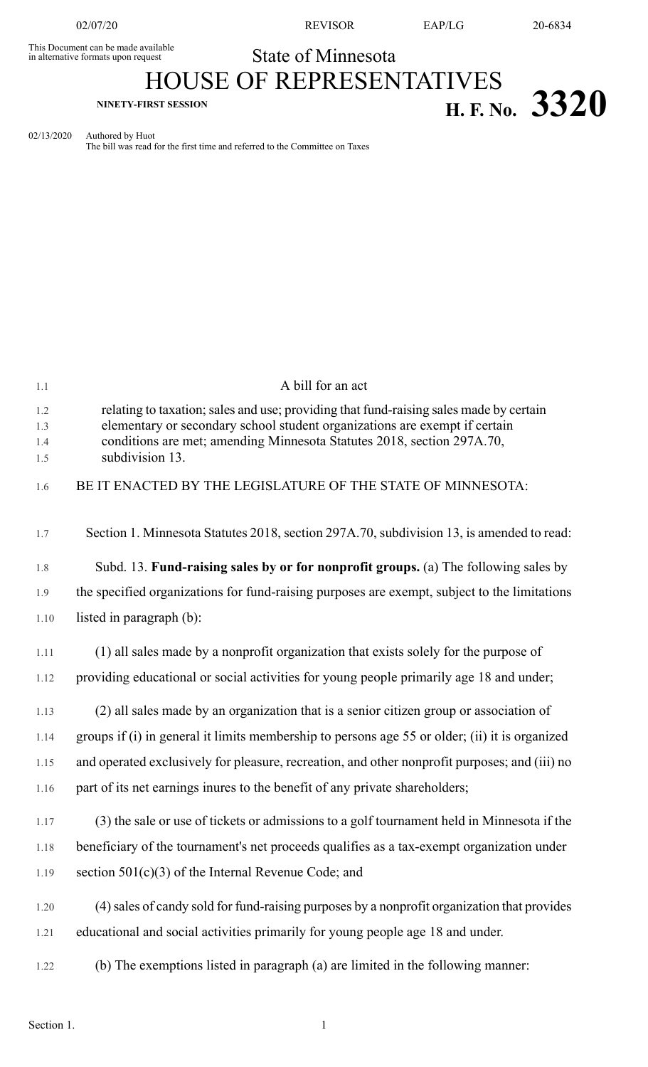02/07/20 REVISOR EAP/LG 20-6834

This Document can be made available in alternative formats upon request

# State of Minnesota
# HOUSE OF REPRESENTATIVES

**NINETY-FIRST SESSION** **H. F. No. 3320**

02/13/2020 Authored by Huot
The bill was read for the first time and referred to the Committee on Taxes

A bill for an act

relating to taxation; sales and use; providing that fund-raising sales made by certain elementary or secondary school student organizations are exempt if certain conditions are met; amending Minnesota Statutes 2018, section 297A.70, subdivision 13.

BE IT ENACTED BY THE LEGISLATURE OF THE STATE OF MINNESOTA:

Section 1. Minnesota Statutes 2018, section 297A.70, subdivision 13, is amended to read:

Subd. 13. **Fund-raising sales by or for nonprofit groups.** (a) The following sales by the specified organizations for fund-raising purposes are exempt, subject to the limitations listed in paragraph (b):

(1) all sales made by a nonprofit organization that exists solely for the purpose of providing educational or social activities for young people primarily age 18 and under;

(2) all sales made by an organization that is a senior citizen group or association of groups if (i) in general it limits membership to persons age 55 or older; (ii) it is organized and operated exclusively for pleasure, recreation, and other nonprofit purposes; and (iii) no part of its net earnings inures to the benefit of any private shareholders;

(3) the sale or use of tickets or admissions to a golf tournament held in Minnesota if the beneficiary of the tournament's net proceeds qualifies as a tax-exempt organization under section 501(c)(3) of the Internal Revenue Code; and

(4) sales of candy sold for fund-raising purposes by a nonprofit organization that provides educational and social activities primarily for young people age 18 and under.

(b) The exemptions listed in paragraph (a) are limited in the following manner: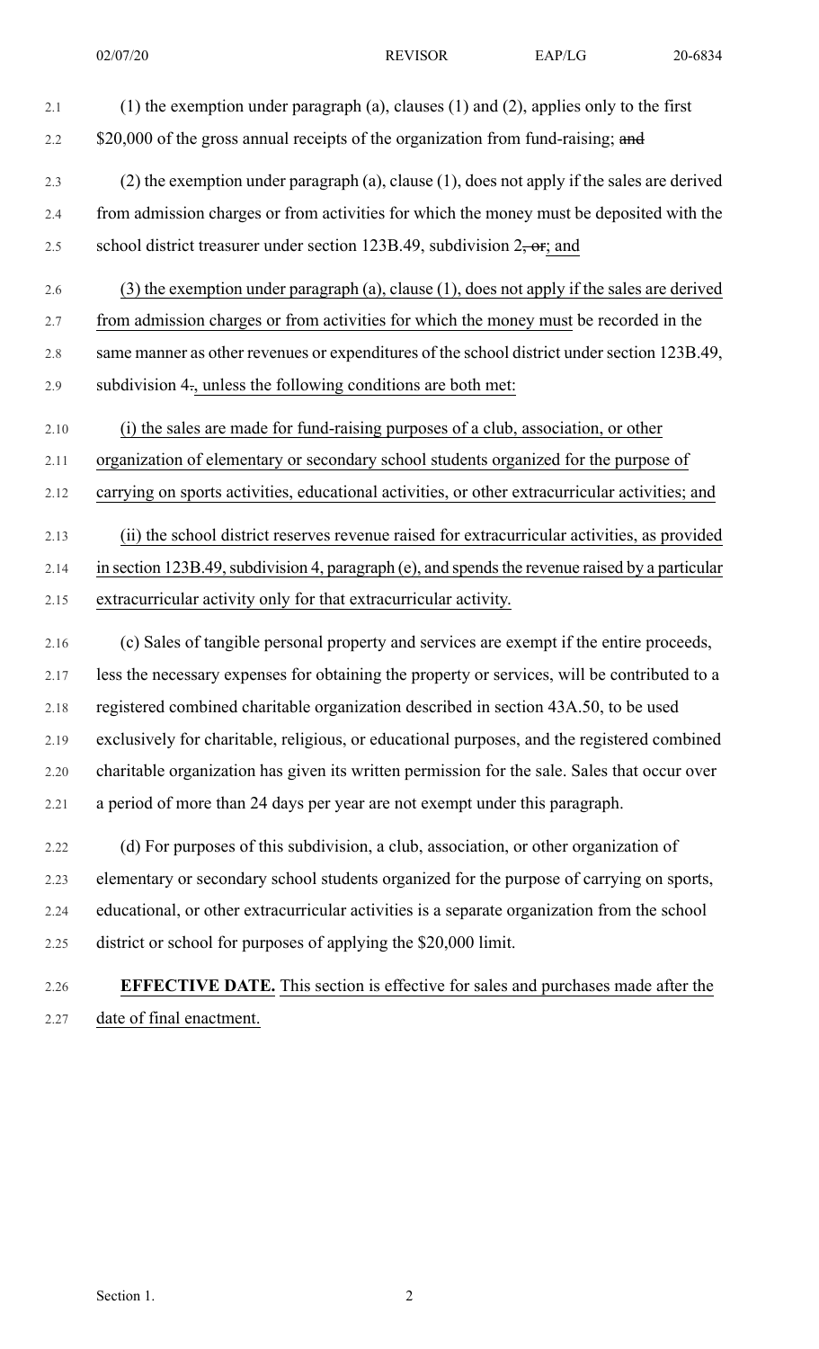(1) the exemption under paragraph (a), clauses (1) and (2), applies only to the first $20,000 of the gross annual receipts of the organization from fund-raising; ~~and~~

(2) the exemption under paragraph (a), clause (1), does not apply if the sales are derived from admission charges or from activities for which the money must be deposited with the school district treasurer under section 123B.49, subdivision 2~~, or~~; and

(3) the exemption under paragraph (a), clause (1), does not apply if the sales are derived from admission charges or from activities for which the money must be recorded in the same manner as other revenues or expenditures of the school district under section 123B.49, subdivision 4~~.~~, unless the following conditions are both met:

(i) the sales are made for fund-raising purposes of a club, association, or other organization of elementary or secondary school students organized for the purpose of carrying on sports activities, educational activities, or other extracurricular activities; and

(ii) the school district reserves revenue raised for extracurricular activities, as provided in section 123B.49, subdivision 4, paragraph (e), and spends the revenue raised by a particular extracurricular activity only for that extracurricular activity.

(c) Sales of tangible personal property and services are exempt if the entire proceeds, less the necessary expenses for obtaining the property or services, will be contributed to a registered combined charitable organization described in section 43A.50, to be used exclusively for charitable, religious, or educational purposes, and the registered combined charitable organization has given its written permission for the sale. Sales that occur over a period of more than 24 days per year are not exempt under this paragraph.

(d) For purposes of this subdivision, a club, association, or other organization of elementary or secondary school students organized for the purpose of carrying on sports, educational, or other extracurricular activities is a separate organization from the school district or school for purposes of applying the $20,000 limit.

**EFFECTIVE DATE.** This section is effective for sales and purchases made after the date of final enactment.